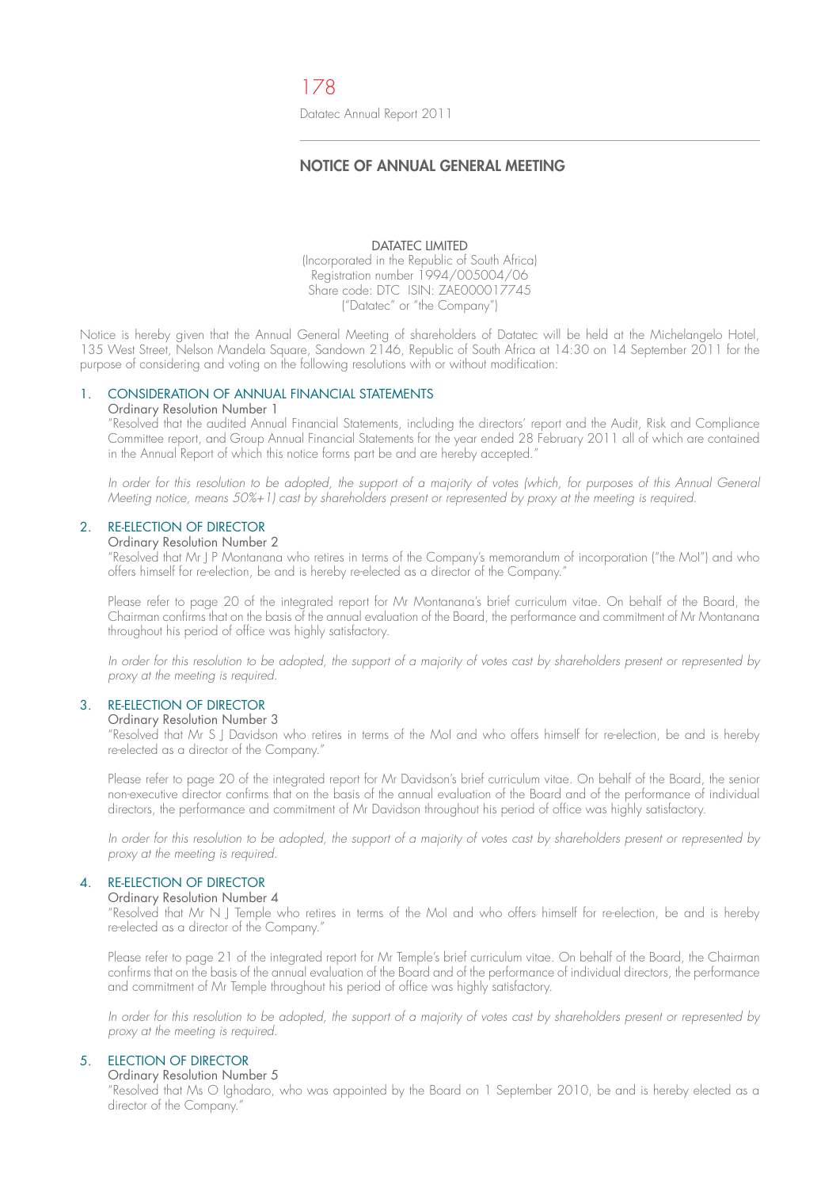# NOTICE OF ANNUAL GENERAL MEETING

DATATEC LIMITED
(Incorporated in the Republic of South Africa)
Registration number 1994/005004/06
Share code: DTC ISIN: ZAE000017745
("Datatec" or "the Company")

Notice is hereby given that the Annual General Meeting of shareholders of Datatec will be held at the Michelangelo Hotel, 135 West Street, Nelson Mandela Square, Sandown 2146, Republic of South Africa at 14:30 on 14 September 2011 for the purpose of considering and voting on the following resolutions with or without modification:

## 1. CONSIDERATION OF ANNUAL FINANCIAL STATEMENTS

Ordinary Resolution Number 1

"Resolved that the audited Annual Financial Statements, including the directors' report and the Audit, Risk and Compliance Committee report, and Group Annual Financial Statements for the year ended 28 February 2011 all of which are contained in the Annual Report of which this notice forms part be and are hereby accepted."

*In order for this resolution to be adopted, the support of a majority of votes (which, for purposes of this Annual General Meeting notice, means 50%+1) cast by shareholders present or represented by proxy at the meeting is required.*

## 2. RE-ELECTION OF DIRECTOR

Ordinary Resolution Number 2

"Resolved that Mr J P Montanana who retires in terms of the Company's memorandum of incorporation ("the MoI") and who offers himself for re-election, be and is hereby re-elected as a director of the Company."

Please refer to page 20 of the integrated report for Mr Montanana's brief curriculum vitae. On behalf of the Board, the Chairman confirms that on the basis of the annual evaluation of the Board, the performance and commitment of Mr Montanana throughout his period of office was highly satisfactory.

*In order for this resolution to be adopted, the support of a majority of votes cast by shareholders present or represented by proxy at the meeting is required.*

## 3. RE-ELECTION OF DIRECTOR

Ordinary Resolution Number 3

"Resolved that Mr S J Davidson who retires in terms of the MoI and who offers himself for re-election, be and is hereby re-elected as a director of the Company."

Please refer to page 20 of the integrated report for Mr Davidson's brief curriculum vitae. On behalf of the Board, the senior non-executive director confirms that on the basis of the annual evaluation of the Board and of the performance of individual directors, the performance and commitment of Mr Davidson throughout his period of office was highly satisfactory.

*In order for this resolution to be adopted, the support of a majority of votes cast by shareholders present or represented by proxy at the meeting is required.*

## 4. RE-ELECTION OF DIRECTOR

Ordinary Resolution Number 4

"Resolved that Mr N J Temple who retires in terms of the MoI and who offers himself for re-election, be and is hereby re-elected as a director of the Company."

Please refer to page 21 of the integrated report for Mr Temple's brief curriculum vitae. On behalf of the Board, the Chairman confirms that on the basis of the annual evaluation of the Board and of the performance of individual directors, the performance and commitment of Mr Temple throughout his period of office was highly satisfactory.

*In order for this resolution to be adopted, the support of a majority of votes cast by shareholders present or represented by proxy at the meeting is required.*

## 5. ELECTION OF DIRECTOR

Ordinary Resolution Number 5

"Resolved that Ms O Ighodaro, who was appointed by the Board on 1 September 2010, be and is hereby elected as a director of the Company."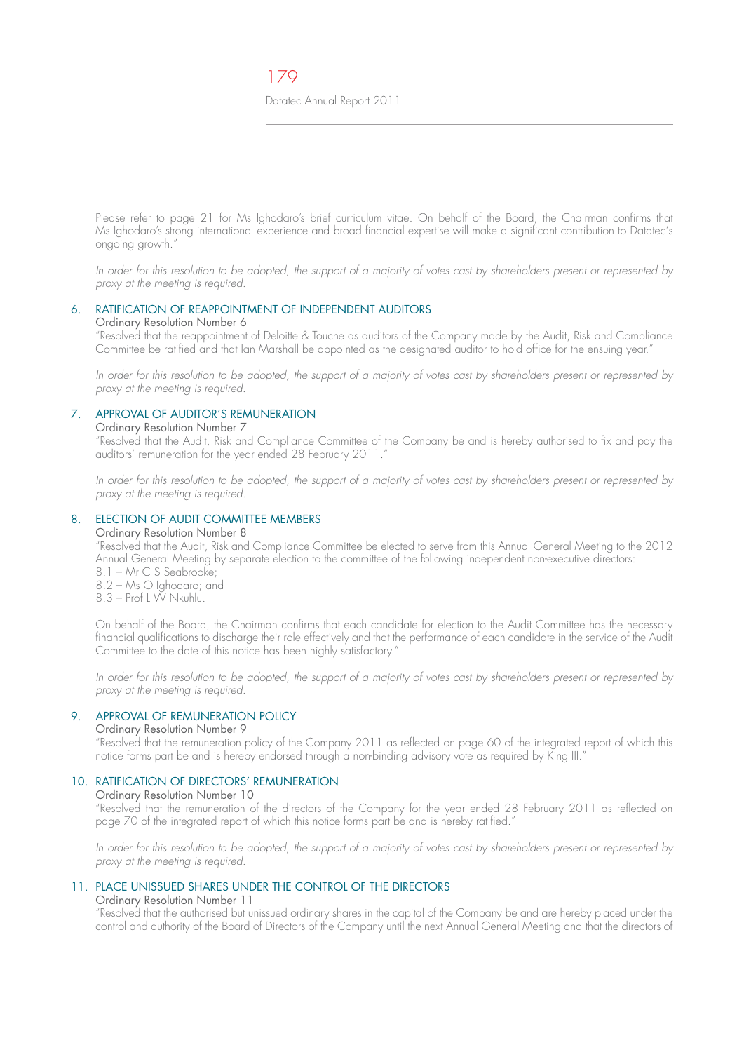Please refer to page 21 for Ms Ighodaro's brief curriculum vitae. On behalf of the Board, the Chairman confirms that Ms Ighodaro's strong international experience and broad financial expertise will make a significant contribution to Datatec's ongoing growth."

*In order for this resolution to be adopted, the support of a majority of votes cast by shareholders present or represented by proxy at the meeting is required.*

## 6. RATIFICATION OF REAPPOINTMENT OF INDEPENDENT AUDITORS

Ordinary Resolution Number 6

"Resolved that the reappointment of Deloitte & Touche as auditors of the Company made by the Audit, Risk and Compliance Committee be ratified and that Ian Marshall be appointed as the designated auditor to hold office for the ensuing year."

*In order for this resolution to be adopted, the support of a majority of votes cast by shareholders present or represented by proxy at the meeting is required.*

## 7. APPROVAL OF AUDITOR'S REMUNERATION

Ordinary Resolution Number 7

"Resolved that the Audit, Risk and Compliance Committee of the Company be and is hereby authorised to fix and pay the auditors' remuneration for the year ended 28 February 2011."

*In order for this resolution to be adopted, the support of a majority of votes cast by shareholders present or represented by proxy at the meeting is required.*

## 8. ELECTION OF AUDIT COMMITTEE MEMBERS

Ordinary Resolution Number 8

"Resolved that the Audit, Risk and Compliance Committee be elected to serve from this Annual General Meeting to the 2012 Annual General Meeting by separate election to the committee of the following independent non-executive directors:

8.1 – Mr C S Seabrooke;
8.2 – Ms O Ighodaro; and
8.3 – Prof L W Nkuhlu.

On behalf of the Board, the Chairman confirms that each candidate for election to the Audit Committee has the necessary financial qualifications to discharge their role effectively and that the performance of each candidate in the service of the Audit Committee to the date of this notice has been highly satisfactory."

*In order for this resolution to be adopted, the support of a majority of votes cast by shareholders present or represented by proxy at the meeting is required.*

## 9. APPROVAL OF REMUNERATION POLICY

Ordinary Resolution Number 9

"Resolved that the remuneration policy of the Company 2011 as reflected on page 60 of the integrated report of which this notice forms part be and is hereby endorsed through a non-binding advisory vote as required by King III."

## 10. RATIFICATION OF DIRECTORS' REMUNERATION

Ordinary Resolution Number 10

"Resolved that the remuneration of the directors of the Company for the year ended 28 February 2011 as reflected on page 70 of the integrated report of which this notice forms part be and is hereby ratified."

*In order for this resolution to be adopted, the support of a majority of votes cast by shareholders present or represented by proxy at the meeting is required.*

## 11. PLACE UNISSUED SHARES UNDER THE CONTROL OF THE DIRECTORS

Ordinary Resolution Number 11

"Resolved that the authorised but unissued ordinary shares in the capital of the Company be and are hereby placed under the control and authority of the Board of Directors of the Company until the next Annual General Meeting and that the directors of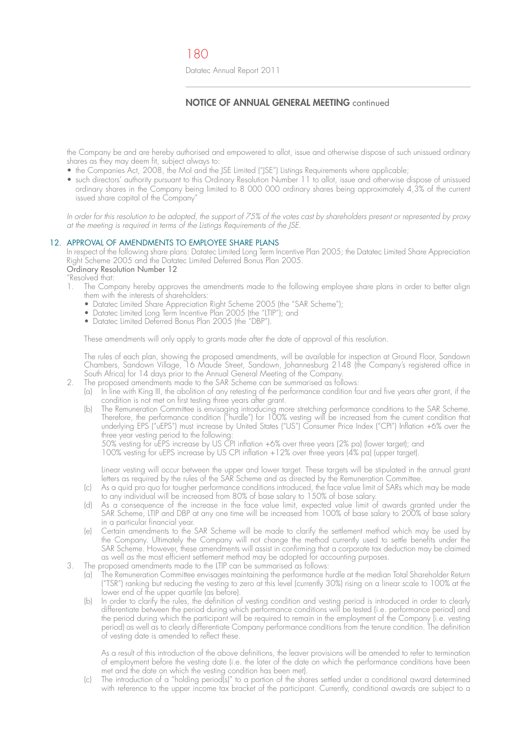the Company be and are hereby authorised and empowered to allot, issue and otherwise dispose of such unissued ordinary shares as they may deem fit, subject always to:

- the Companies Act, 2008, the MoI and the JSE Limited ("JSE") Listings Requirements where applicable;
- such directors' authority pursuant to this Ordinary Resolution Number 11 to allot, issue and otherwise dispose of unissued ordinary shares in the Company being limited to 8 000 000 ordinary shares being approximately 4,3% of the current issued share capital of the Company"

*In order for this resolution to be adopted, the support of 75% of the votes cast by shareholders present or represented by proxy at the meeting is required in terms of the Listings Requirements of the JSE.*

## 12. APPROVAL OF AMENDMENTS TO EMPLOYEE SHARE PLANS

In respect of the following share plans: Datatec Limited Long Term Incentive Plan 2005; the Datatec Limited Share Appreciation Right Scheme 2005 and the Datatec Limited Deferred Bonus Plan 2005.

### Ordinary Resolution Number 12

"Resolved that:

1. The Company hereby approves the amendments made to the following employee share plans in order to better align them with the interests of shareholders:
   - Datatec Limited Share Appreciation Right Scheme 2005 (the "SAR Scheme");
   - Datatec Limited Long Term Incentive Plan 2005 (the "LTIP"); and
   - Datatec Limited Deferred Bonus Plan 2005 (the "DBP").

   These amendments will only apply to grants made after the date of approval of this resolution.

   The rules of each plan, showing the proposed amendments, will be available for inspection at Ground Floor, Sandown Chambers, Sandown Village, 16 Maude Street, Sandown, Johannesburg 2148 (the Company's registered office in South Africa) for 14 days prior to the Annual General Meeting of the Company.

2. The proposed amendments made to the SAR Scheme can be summarised as follows:
   (a) In line with King III, the abolition of any retesting of the performance condition four and five years after grant, if the condition is not met on first testing three years after grant.
   (b) The Remuneration Committee is envisaging introducing more stretching performance conditions to the SAR Scheme. Therefore, the performance condition ("hurdle") for 100% vesting will be increased from the current condition that underlying EPS ("uEPS") must increase by United States ("US") Consumer Price Index ("CPI") Inflation +6% over the three year vesting period to the following:

   50% vesting for uEPS increase by US CPI inflation +6% over three years (2% pa) (lower target); and
   100% vesting for uEPS increase by US CPI inflation +12% over three years (4% pa) (upper target).

   Linear vesting will occur between the upper and lower target. These targets will be stipulated in the annual grant letters as required by the rules of the SAR Scheme and as directed by the Remuneration Committee.
   (c) As a quid pro quo for tougher performance conditions introduced, the face value limit of SARs which may be made to any individual will be increased from 80% of base salary to 150% of base salary.
   (d) As a consequence of the increase in the face value limit, expected value limit of awards granted under the SAR Scheme, LTIP and DBP at any one time will be increased from 100% of base salary to 200% of base salary in a particular financial year.
   (e) Certain amendments to the SAR Scheme will be made to clarify the settlement method which may be used by the Company. Ultimately the Company will not change the method currently used to settle benefits under the SAR Scheme. However, these amendments will assist in confirming that a corporate tax deduction may be claimed as well as the most efficient settlement method may be adopted for accounting purposes.

3. The proposed amendments made to the LTIP can be summarised as follows:
   (a) The Remuneration Committee envisages maintaining the performance hurdle at the median Total Shareholder Return ("TSR") ranking but reducing the vesting to zero at this level (currently 30%) rising on a linear scale to 100% at the lower end of the upper quartile (as before).
   (b) In order to clarify the rules, the definition of vesting condition and vesting period is introduced in order to clearly differentiate between the period during which performance conditions will be tested (i.e. performance period) and the period during which the participant will be required to remain in the employment of the Company (i.e. vesting period) as well as to clearly differentiate Company performance conditions from the tenure condition. The definition of vesting date is amended to reflect these.

   As a result of this introduction of the above definitions, the leaver provisions will be amended to refer to termination of employment before the vesting date (i.e. the later of the date on which the performance conditions have been met and the date on which the vesting condition has been met).
   (c) The introduction of a "holding period(s)" to a portion of the shares settled under a conditional award determined with reference to the upper income tax bracket of the participant. Currently, conditional awards are subject to a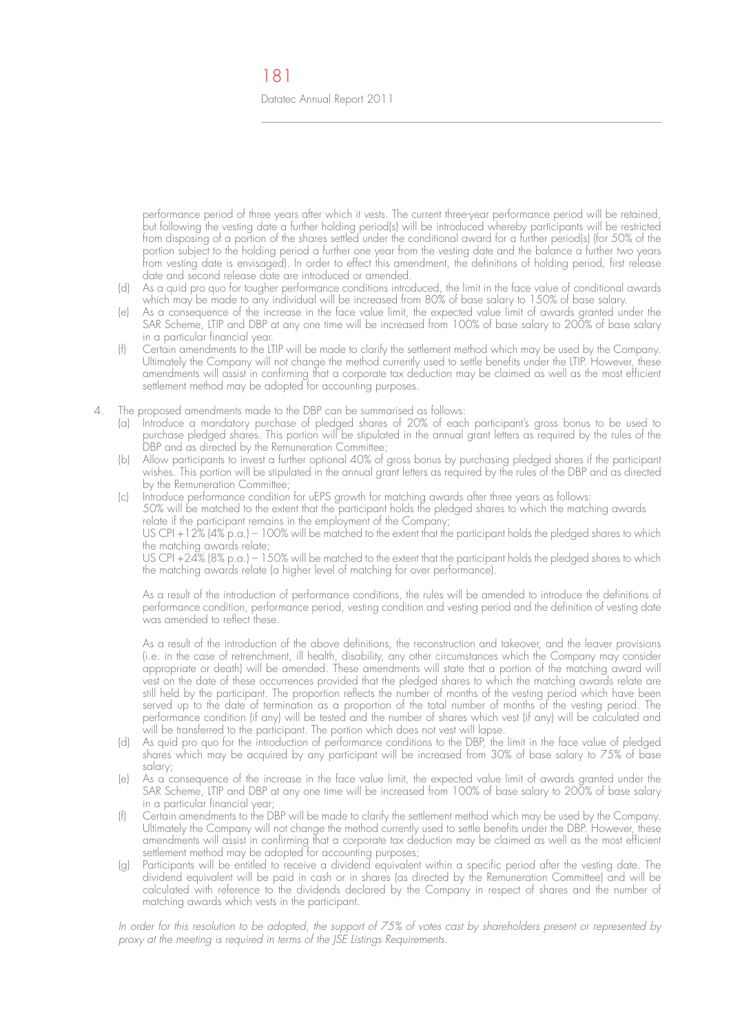performance period of three years after which it vests. The current three-year performance period will be retained, but following the vesting date a further holding period(s) will be introduced whereby participants will be restricted from disposing of a portion of the shares settled under the conditional award for a further period(s) (for 50% of the portion subject to the holding period a further one year from the vesting date and the balance a further two years from vesting date is envisaged). In order to effect this amendment, the definitions of holding period, first release date and second release date are introduced or amended.

(d) As a quid pro quo for tougher performance conditions introduced, the limit in the face value of conditional awards which may be made to any individual will be increased from 80% of base salary to 150% of base salary.

(e) As a consequence of the increase in the face value limit, the expected value limit of awards granted under the SAR Scheme, LTIP and DBP at any one time will be increased from 100% of base salary to 200% of base salary in a particular financial year.

(f) Certain amendments to the LTIP will be made to clarify the settlement method which may be used by the Company. Ultimately the Company will not change the method currently used to settle benefits under the LTIP. However, these amendments will assist in confirming that a corporate tax deduction may be claimed as well as the most efficient settlement method may be adopted for accounting purposes.

4. The proposed amendments made to the DBP can be summarised as follows:

(a) Introduce a mandatory purchase of pledged shares of 20% of each participant's gross bonus to be used to purchase pledged shares. This portion will be stipulated in the annual grant letters as required by the rules of the DBP and as directed by the Remuneration Committee;

(b) Allow participants to invest a further optional 40% of gross bonus by purchasing pledged shares if the participant wishes. This portion will be stipulated in the annual grant letters as required by the rules of the DBP and as directed by the Remuneration Committee;

(c) Introduce performance condition for uEPS growth for matching awards after three years as follows:
50% will be matched to the extent that the participant holds the pledged shares to which the matching awards relate if the participant remains in the employment of the Company;
US CPI +12% (4% p.a.) – 100% will be matched to the extent that the participant holds the pledged shares to which the matching awards relate;
US CPI +24% (8% p.a.) – 150% will be matched to the extent that the participant holds the pledged shares to which the matching awards relate (a higher level of matching for over performance).

As a result of the introduction of performance conditions, the rules will be amended to introduce the definitions of performance condition, performance period, vesting condition and vesting period and the definition of vesting date was amended to reflect these.

As a result of the introduction of the above definitions, the reconstruction and takeover, and the leaver provisions (i.e. in the case of retrenchment, ill health, disability, any other circumstances which the Company may consider appropriate or death) will be amended. These amendments will state that a portion of the matching award will vest on the date of these occurrences provided that the pledged shares to which the matching awards relate are still held by the participant. The proportion reflects the number of months of the vesting period which have been served up to the date of termination as a proportion of the total number of months of the vesting period. The performance condition (if any) will be tested and the number of shares which vest (if any) will be calculated and will be transferred to the participant. The portion which does not vest will lapse.

(d) As quid pro quo for the introduction of performance conditions to the DBP, the limit in the face value of pledged shares which may be acquired by any participant will be increased from 30% of base salary to 75% of base salary;

(e) As a consequence of the increase in the face value limit, the expected value limit of awards granted under the SAR Scheme, LTIP and DBP at any one time will be increased from 100% of base salary to 200% of base salary in a particular financial year;

(f) Certain amendments to the DBP will be made to clarify the settlement method which may be used by the Company. Ultimately the Company will not change the method currently used to settle benefits under the DBP. However, these amendments will assist in confirming that a corporate tax deduction may be claimed as well as the most efficient settlement method may be adopted for accounting purposes;

(g) Participants will be entitled to receive a dividend equivalent within a specific period after the vesting date. The dividend equivalent will be paid in cash or in shares (as directed by the Remuneration Committee) and will be calculated with reference to the dividends declared by the Company in respect of shares and the number of matching awards which vests in the participant.

*In order for this resolution to be adopted, the support of 75% of votes cast by shareholders present or represented by proxy at the meeting is required in terms of the JSE Listings Requirements.*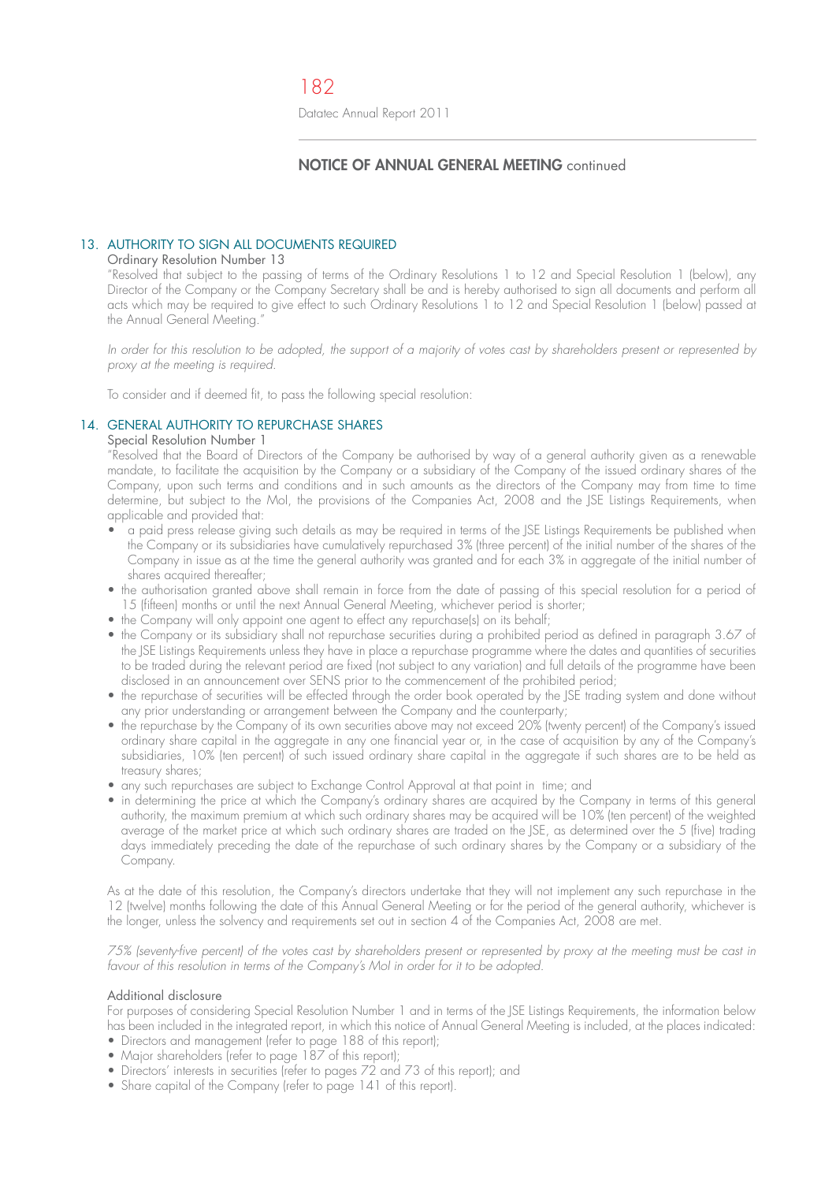## NOTICE OF ANNUAL GENERAL MEETING continued

### 13. AUTHORITY TO SIGN ALL DOCUMENTS REQUIRED

Ordinary Resolution Number 13

"Resolved that subject to the passing of terms of the Ordinary Resolutions 1 to 12 and Special Resolution 1 (below), any Director of the Company or the Company Secretary shall be and is hereby authorised to sign all documents and perform all acts which may be required to give effect to such Ordinary Resolutions 1 to 12 and Special Resolution 1 (below) passed at the Annual General Meeting."

*In order for this resolution to be adopted, the support of a majority of votes cast by shareholders present or represented by proxy at the meeting is required.*

To consider and if deemed fit, to pass the following special resolution:

### 14. GENERAL AUTHORITY TO REPURCHASE SHARES

Special Resolution Number 1

"Resolved that the Board of Directors of the Company be authorised by way of a general authority given as a renewable mandate, to facilitate the acquisition by the Company or a subsidiary of the Company of the issued ordinary shares of the Company, upon such terms and conditions and in such amounts as the directors of the Company may from time to time determine, but subject to the MoI, the provisions of the Companies Act, 2008 and the JSE Listings Requirements, when applicable and provided that:

- a paid press release giving such details as may be required in terms of the JSE Listings Requirements be published when the Company or its subsidiaries have cumulatively repurchased 3% (three percent) of the initial number of the shares of the Company in issue as at the time the general authority was granted and for each 3% in aggregate of the initial number of shares acquired thereafter;
- the authorisation granted above shall remain in force from the date of passing of this special resolution for a period of 15 (fifteen) months or until the next Annual General Meeting, whichever period is shorter;
- the Company will only appoint one agent to effect any repurchase(s) on its behalf;
- the Company or its subsidiary shall not repurchase securities during a prohibited period as defined in paragraph 3.67 of the JSE Listings Requirements unless they have in place a repurchase programme where the dates and quantities of securities to be traded during the relevant period are fixed (not subject to any variation) and full details of the programme have been disclosed in an announcement over SENS prior to the commencement of the prohibited period;
- the repurchase of securities will be effected through the order book operated by the JSE trading system and done without any prior understanding or arrangement between the Company and the counterparty;
- the repurchase by the Company of its own securities above may not exceed 20% (twenty percent) of the Company's issued ordinary share capital in the aggregate in any one financial year or, in the case of acquisition by any of the Company's subsidiaries, 10% (ten percent) of such issued ordinary share capital in the aggregate if such shares are to be held as treasury shares;
- any such repurchases are subject to Exchange Control Approval at that point in time; and
- in determining the price at which the Company's ordinary shares are acquired by the Company in terms of this general authority, the maximum premium at which such ordinary shares may be acquired will be 10% (ten percent) of the weighted average of the market price at which such ordinary shares are traded on the JSE, as determined over the 5 (five) trading days immediately preceding the date of the repurchase of such ordinary shares by the Company or a subsidiary of the Company.

As at the date of this resolution, the Company's directors undertake that they will not implement any such repurchase in the 12 (twelve) months following the date of this Annual General Meeting or for the period of the general authority, whichever is the longer, unless the solvency and requirements set out in section 4 of the Companies Act, 2008 are met.

*75% (seventy-five percent) of the votes cast by shareholders present or represented by proxy at the meeting must be cast in favour of this resolution in terms of the Company's MoI in order for it to be adopted.*

#### Additional disclosure

For purposes of considering Special Resolution Number 1 and in terms of the JSE Listings Requirements, the information below has been included in the integrated report, in which this notice of Annual General Meeting is included, at the places indicated:

- Directors and management (refer to page 188 of this report);
- Major shareholders (refer to page 187 of this report);
- Directors' interests in securities (refer to pages 72 and 73 of this report); and
- Share capital of the Company (refer to page 141 of this report).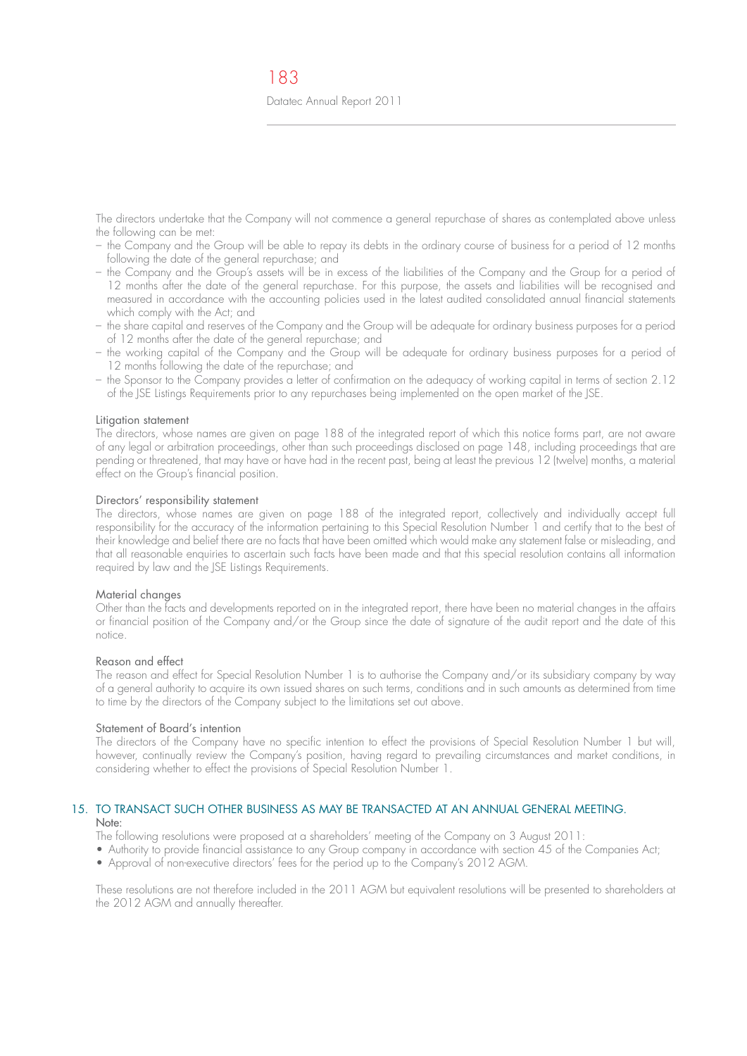The directors undertake that the Company will not commence a general repurchase of shares as contemplated above unless the following can be met:

- the Company and the Group will be able to repay its debts in the ordinary course of business for a period of 12 months following the date of the general repurchase; and
- the Company and the Group's assets will be in excess of the liabilities of the Company and the Group for a period of 12 months after the date of the general repurchase. For this purpose, the assets and liabilities will be recognised and measured in accordance with the accounting policies used in the latest audited consolidated annual financial statements which comply with the Act; and
- the share capital and reserves of the Company and the Group will be adequate for ordinary business purposes for a period of 12 months after the date of the general repurchase; and
- the working capital of the Company and the Group will be adequate for ordinary business purposes for a period of 12 months following the date of the repurchase; and
- the Sponsor to the Company provides a letter of confirmation on the adequacy of working capital in terms of section 2.12 of the JSE Listings Requirements prior to any repurchases being implemented on the open market of the JSE.

Litigation statement

The directors, whose names are given on page 188 of the integrated report of which this notice forms part, are not aware of any legal or arbitration proceedings, other than such proceedings disclosed on page 148, including proceedings that are pending or threatened, that may have or have had in the recent past, being at least the previous 12 (twelve) months, a material effect on the Group's financial position.

Directors' responsibility statement

The directors, whose names are given on page 188 of the integrated report, collectively and individually accept full responsibility for the accuracy of the information pertaining to this Special Resolution Number 1 and certify that to the best of their knowledge and belief there are no facts that have been omitted which would make any statement false or misleading, and that all reasonable enquiries to ascertain such facts have been made and that this special resolution contains all information required by law and the JSE Listings Requirements.

Material changes

Other than the facts and developments reported on in the integrated report, there have been no material changes in the affairs or financial position of the Company and/or the Group since the date of signature of the audit report and the date of this notice.

Reason and effect

The reason and effect for Special Resolution Number 1 is to authorise the Company and/or its subsidiary company by way of a general authority to acquire its own issued shares on such terms, conditions and in such amounts as determined from time to time by the directors of the Company subject to the limitations set out above.

Statement of Board's intention

The directors of the Company have no specific intention to effect the provisions of Special Resolution Number 1 but will, however, continually review the Company's position, having regard to prevailing circumstances and market conditions, in considering whether to effect the provisions of Special Resolution Number 1.

## 15. TO TRANSACT SUCH OTHER BUSINESS AS MAY BE TRANSACTED AT AN ANNUAL GENERAL MEETING.

Note:

The following resolutions were proposed at a shareholders' meeting of the Company on 3 August 2011:

- Authority to provide financial assistance to any Group company in accordance with section 45 of the Companies Act;
- Approval of non-executive directors' fees for the period up to the Company's 2012 AGM.

These resolutions are not therefore included in the 2011 AGM but equivalent resolutions will be presented to shareholders at the 2012 AGM and annually thereafter.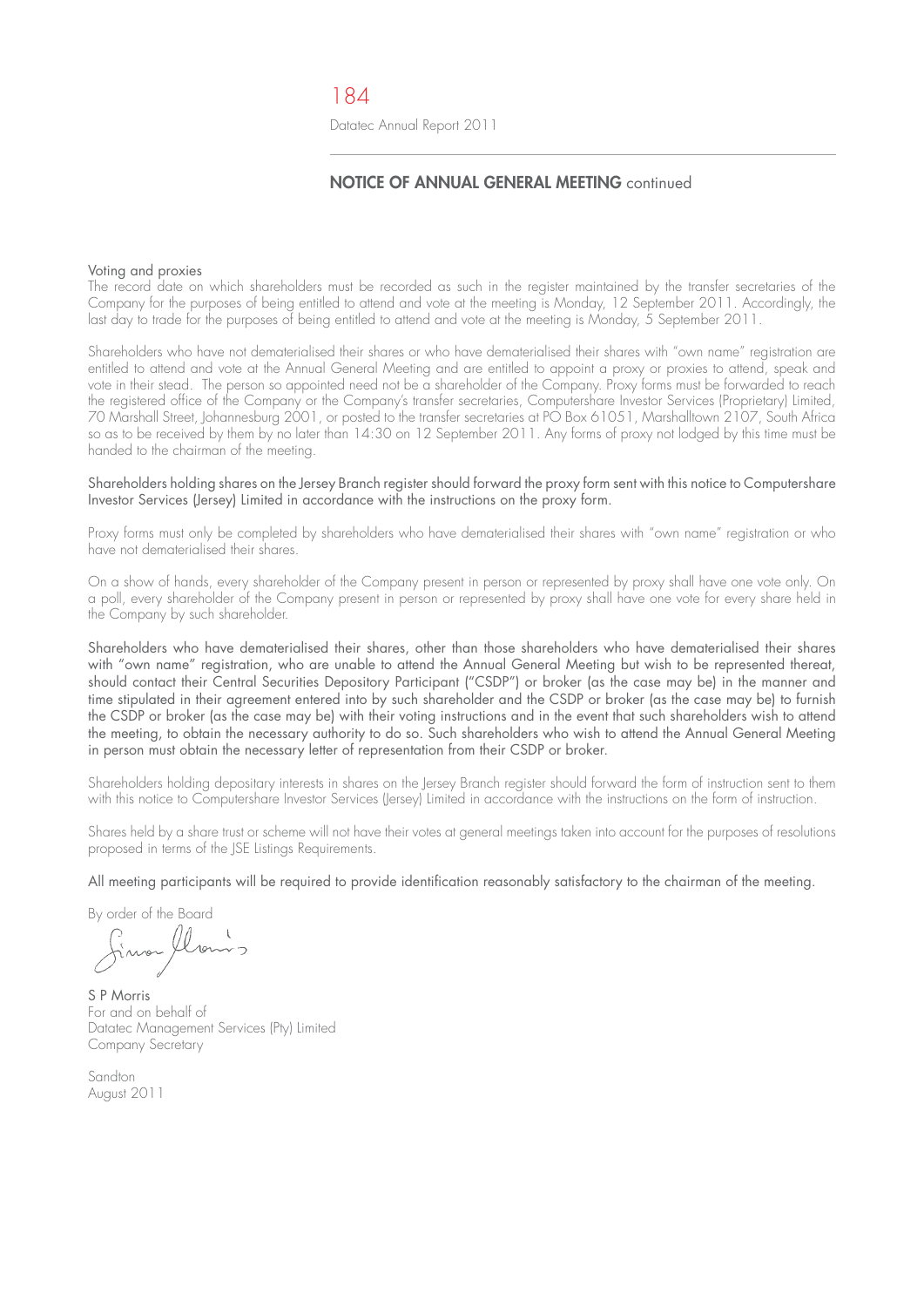## NOTICE OF ANNUAL GENERAL MEETING continued

### Voting and proxies

The record date on which shareholders must be recorded as such in the register maintained by the transfer secretaries of the Company for the purposes of being entitled to attend and vote at the meeting is Monday, 12 September 2011. Accordingly, the last day to trade for the purposes of being entitled to attend and vote at the meeting is Monday, 5 September 2011.

Shareholders who have not dematerialised their shares or who have dematerialised their shares with "own name" registration are entitled to attend and vote at the Annual General Meeting and are entitled to appoint a proxy or proxies to attend, speak and vote in their stead. The person so appointed need not be a shareholder of the Company. Proxy forms must be forwarded to reach the registered office of the Company or the Company's transfer secretaries, Computershare Investor Services (Proprietary) Limited, 70 Marshall Street, Johannesburg 2001, or posted to the transfer secretaries at PO Box 61051, Marshalltown 2107, South Africa so as to be received by them by no later than 14:30 on 12 September 2011. Any forms of proxy not lodged by this time must be handed to the chairman of the meeting.

Shareholders holding shares on the Jersey Branch register should forward the proxy form sent with this notice to Computershare Investor Services (Jersey) Limited in accordance with the instructions on the proxy form.

Proxy forms must only be completed by shareholders who have dematerialised their shares with "own name" registration or who have not dematerialised their shares.

On a show of hands, every shareholder of the Company present in person or represented by proxy shall have one vote only. On a poll, every shareholder of the Company present in person or represented by proxy shall have one vote for every share held in the Company by such shareholder.

Shareholders who have dematerialised their shares, other than those shareholders who have dematerialised their shares with "own name" registration, who are unable to attend the Annual General Meeting but wish to be represented thereat, should contact their Central Securities Depository Participant ("CSDP") or broker (as the case may be) in the manner and time stipulated in their agreement entered into by such shareholder and the CSDP or broker (as the case may be) to furnish the CSDP or broker (as the case may be) with their voting instructions and in the event that such shareholders wish to attend the meeting, to obtain the necessary authority to do so. Such shareholders who wish to attend the Annual General Meeting in person must obtain the necessary letter of representation from their CSDP or broker.

Shareholders holding depositary interests in shares on the Jersey Branch register should forward the form of instruction sent to them with this notice to Computershare Investor Services (Jersey) Limited in accordance with the instructions on the form of instruction.

Shares held by a share trust or scheme will not have their votes at general meetings taken into account for the purposes of resolutions proposed in terms of the JSE Listings Requirements.

All meeting participants will be required to provide identification reasonably satisfactory to the chairman of the meeting.

By order of the Board

S P Morris
For and on behalf of
Datatec Management Services (Pty) Limited
Company Secretary

Sandton
August 2011